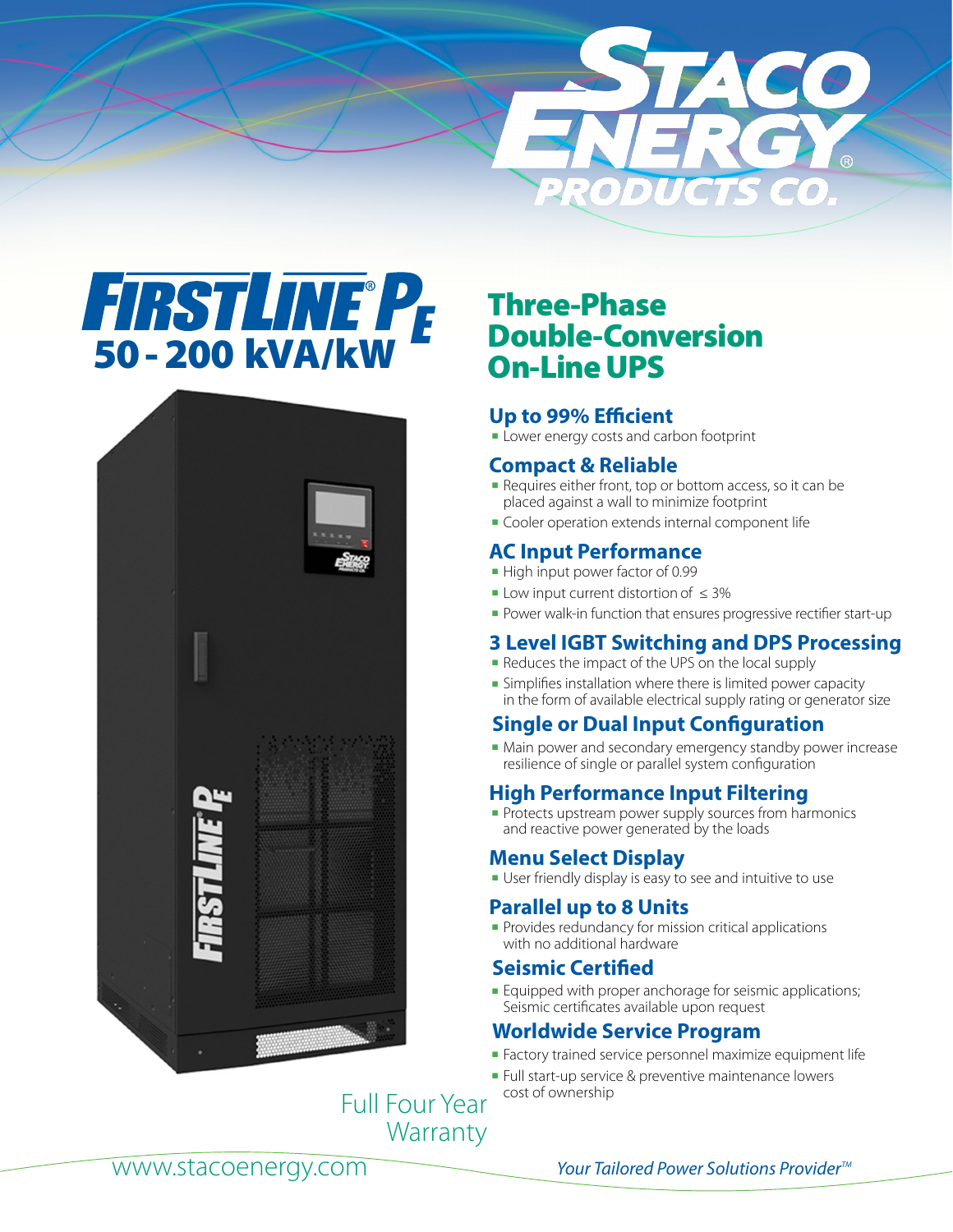STACO ENERGY PRODUCTS CO.®

# FIRSTLINE® $P_E$

## 50 - 200 kVA/kW

# Three-Phase Double-Conversion On-Line UPS

### Up to 99% Efficient

- Lower energy costs and carbon footprint

### Compact & Reliable

- Requires either front, top or bottom access, so it can be placed against a wall to minimize footprint
- Cooler operation extends internal component life

### AC Input Performance

- High input power factor of 0.99
- Low input current distortion of ≤ 3%
- Power walk-in function that ensures progressive rectifier start-up

### 3 Level IGBT Switching and DPS Processing

- Reduces the impact of the UPS on the local supply
- Simplifies installation where there is limited power capacity in the form of available electrical supply rating or generator size

### Single or Dual Input Configuration

- Main power and secondary emergency standby power increase resilience of single or parallel system configuration

### High Performance Input Filtering

- Protects upstream power supply sources from harmonics and reactive power generated by the loads

### Menu Select Display

- User friendly display is easy to see and intuitive to use

### Parallel up to 8 Units

- Provides redundancy for mission critical applications with no additional hardware

### Seismic Certified

- Equipped with proper anchorage for seismic applications; Seismic certificates available upon request

### Worldwide Service Program

- Factory trained service personnel maximize equipment life
- Full start-up service & preventive maintenance lowers cost of ownership

Full Four Year Warranty

www.stacoenergy.com

*Your Tailored Power Solutions Provider™*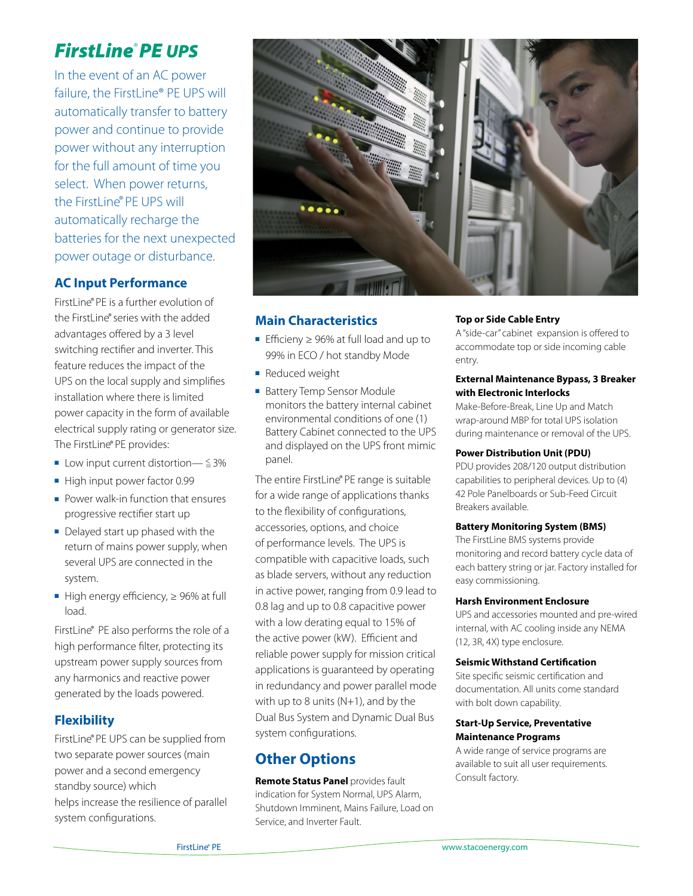# FirstLine® PE UPS

In the event of an AC power failure, the FirstLine® PE UPS will automatically transfer to battery power and continue to provide power without any interruption for the full amount of time you select. When power returns, the FirstLine® PE UPS will automatically recharge the batteries for the next unexpected power outage or disturbance.

## AC Input Performance

FirstLine® PE is a further evolution of the FirstLine® series with the added advantages offered by a 3 level switching rectifier and inverter. This feature reduces the impact of the UPS on the local supply and simplifies installation where there is limited power capacity in the form of available electrical supply rating or generator size. The FirstLine® PE provides:

- Low input current distortion— ≦ 3%
- High input power factor 0.99
- Power walk-in function that ensures progressive rectifier start up
- Delayed start up phased with the return of mains power supply, when several UPS are connected in the system.
- High energy efficiency, ≥ 96% at full load.

FirstLine® PE also performs the role of a high performance filter, protecting its upstream power supply sources from any harmonics and reactive power generated by the loads powered.

## Flexibility

FirstLine® PE UPS can be supplied from two separate power sources (main power and a second emergency standby source) which helps increase the resilience of parallel system configurations.

## Main Characteristics

- Efficieny ≥ 96% at full load and up to 99% in ECO / hot standby Mode
- Reduced weight
- Battery Temp Sensor Module monitors the battery internal cabinet environmental conditions of one (1) Battery Cabinet connected to the UPS and displayed on the UPS front mimic panel.

The entire FirstLine® PE range is suitable for a wide range of applications thanks to the flexibility of configurations, accessories, options, and choice of performance levels. The UPS is compatible with capacitive loads, such as blade servers, without any reduction in active power, ranging from 0.9 lead to 0.8 lag and up to 0.8 capacitive power with a low derating equal to 15% of the active power (kW). Efficient and reliable power supply for mission critical applications is guaranteed by operating in redundancy and power parallel mode with up to 8 units (N+1), and by the Dual Bus System and Dynamic Dual Bus system configurations.

## Other Options

**Remote Status Panel** provides fault indication for System Normal, UPS Alarm, Shutdown Imminent, Mains Failure, Load on Service, and Inverter Fault.

**Top or Side Cable Entry**
A "side-car" cabinet expansion is offered to accommodate top or side incoming cable entry.

**External Maintenance Bypass, 3 Breaker with Electronic Interlocks**
Make-Before-Break, Line Up and Match wrap-around MBP for total UPS isolation during maintenance or removal of the UPS.

**Power Distribution Unit (PDU)**
PDU provides 208/120 output distribution capabilities to peripheral devices. Up to (4) 42 Pole Panelboards or Sub-Feed Circuit Breakers available.

**Battery Monitoring System (BMS)**
The FirstLine BMS systems provide monitoring and record battery cycle data of each battery string or jar. Factory installed for easy commissioning.

**Harsh Environment Enclosure**
UPS and accessories mounted and pre-wired internal, with AC cooling inside any NEMA (12, 3R, 4X) type enclosure.

**Seismic Withstand Certification**
Site specific seismic certification and documentation. All units come standard with bolt down capability.

**Start-Up Service, Preventative Maintenance Programs**
A wide range of service programs are available to suit all user requirements. Consult factory.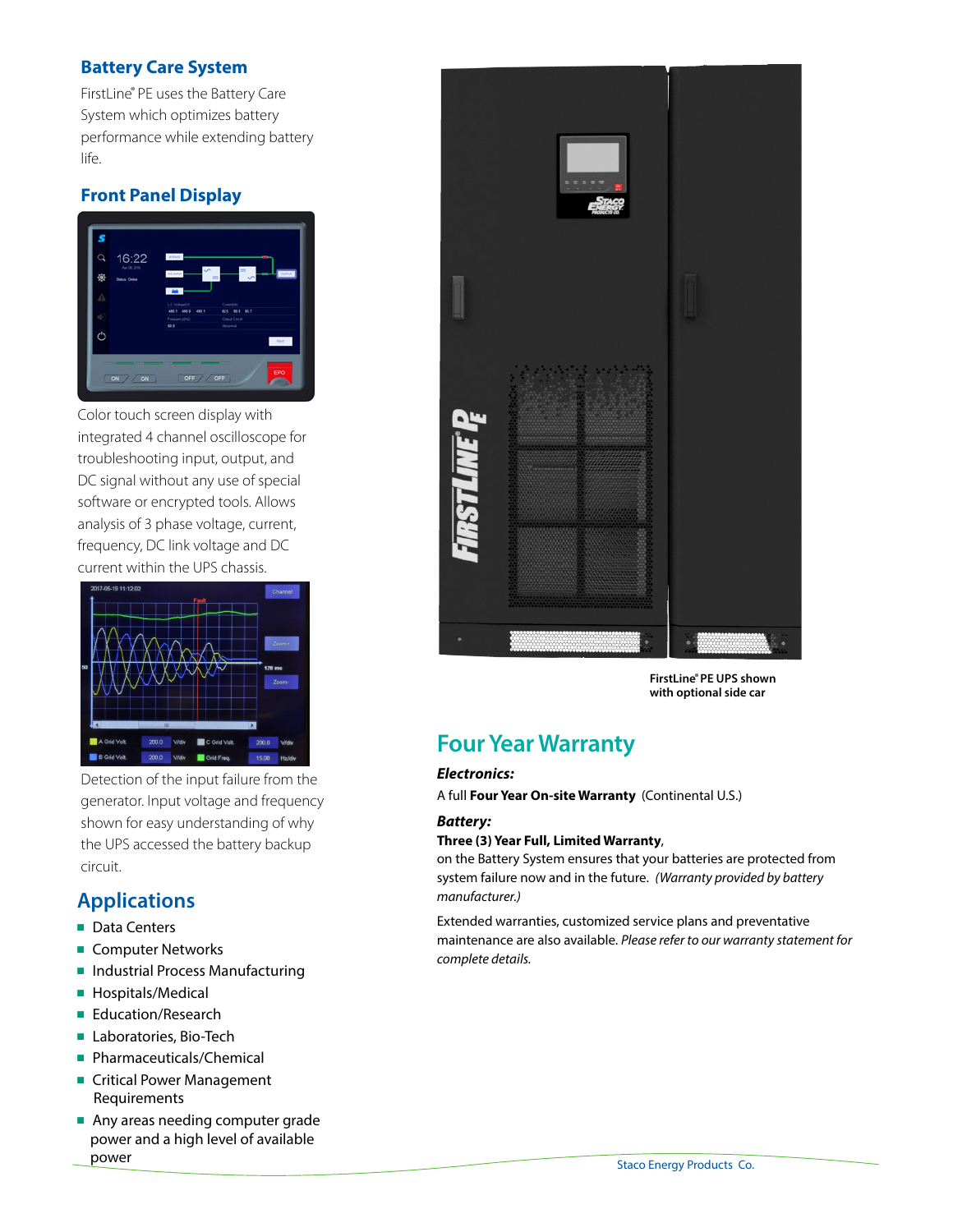## Battery Care System

FirstLine® PE uses the Battery Care System which optimizes battery performance while extending battery life.

## Front Panel Display

Color touch screen display with integrated 4 channel oscilloscope for troubleshooting input, output, and DC signal without any use of special software or encrypted tools. Allows analysis of 3 phase voltage, current, frequency, DC link voltage and DC current within the UPS chassis.

Detection of the input failure from the generator. Input voltage and frequency shown for easy understanding of why the UPS accessed the battery backup circuit.

## Applications

- Data Centers
- Computer Networks
- Industrial Process Manufacturing
- Hospitals/Medical
- Education/Research
- Laboratories, Bio-Tech
- Pharmaceuticals/Chemical
- Critical Power Management Requirements
- Any areas needing computer grade power and a high level of available power

**FirstLine® PE UPS shown with optional side car**

## Four Year Warranty

***Electronics:***

A full **Four Year On-site Warranty** (Continental U.S.)

***Battery:***

**Three (3) Year Full, Limited Warranty**,
on the Battery System ensures that your batteries are protected from system failure now and in the future. *(Warranty provided by battery manufacturer.)*

Extended warranties, customized service plans and preventative maintenance are also available. *Please refer to our warranty statement for complete details.*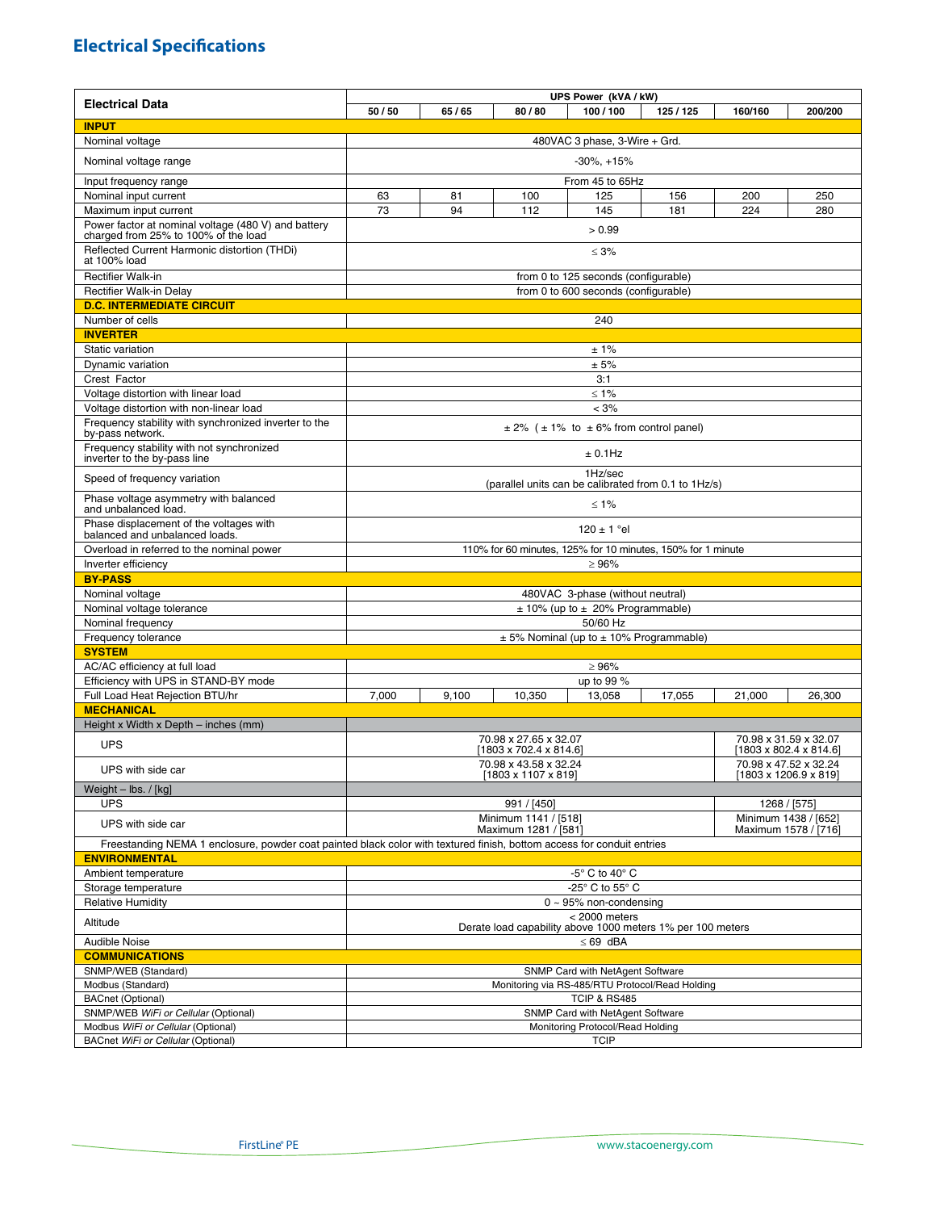## Electrical Specifications

| Electrical Data | UPS Power (kVA / kW) | | | | | | |
|---|---|---|---|---|---|---|---|
| | 50 / 50 | 65 / 65 | 80 / 80 | 100 / 100 | 125 / 125 | 160/160 | 200/200 |
| **INPUT** | | | | | | | |
| Nominal voltage | 480VAC 3 phase, 3-Wire + Grd. | | | | | | |
| Nominal voltage range | -30%, +15% | | | | | | |
| Input frequency range | From 45 to 65Hz | | | | | | |
| Nominal input current | 63 | 81 | 100 | 125 | 156 | 200 | 250 |
| Maximum input current | 73 | 94 | 112 | 145 | 181 | 224 | 280 |
| Power factor at nominal voltage (480 V) and battery charged from 25% to 100% of the load | > 0.99 | | | | | | |
| Reflected Current Harmonic distortion (THDi) at 100% load | ≤ 3% | | | | | | |
| Rectifier Walk-in | from 0 to 125 seconds (configurable) | | | | | | |
| Rectifier Walk-in Delay | from 0 to 600 seconds (configurable) | | | | | | |
| **D.C. INTERMEDIATE CIRCUIT** | | | | | | | |
| Number of cells | 240 | | | | | | |
| **INVERTER** | | | | | | | |
| Static variation | ± 1% | | | | | | |
| Dynamic variation | ± 5% | | | | | | |
| Crest Factor | 3:1 | | | | | | |
| Voltage distortion with linear load | ≤ 1% | | | | | | |
| Voltage distortion with non-linear load | < 3% | | | | | | |
| Frequency stability with synchronized inverter to the by-pass network. | ± 2% ( ± 1% to ± 6% from control panel) | | | | | | |
| Frequency stability with not synchronized inverter to the by-pass line | ± 0.1Hz | | | | | | |
| Speed of frequency variation | 1Hz/sec (parallel units can be calibrated from 0.1 to 1Hz/s) | | | | | | |
| Phase voltage asymmetry with balanced and unbalanced load. | ≤ 1% | | | | | | |
| Phase displacement of the voltages with balanced and unbalanced loads. | 120 ± 1 °el | | | | | | |
| Overload in referred to the nominal power | 110% for 60 minutes, 125% for 10 minutes, 150% for 1 minute | | | | | | |
| Inverter efficiency | ≥ 96% | | | | | | |
| **BY-PASS** | | | | | | | |
| Nominal voltage | 480VAC 3-phase (without neutral) | | | | | | |
| Nominal voltage tolerance | ± 10% (up to ± 20% Programmable) | | | | | | |
| Nominal frequency | 50/60 Hz | | | | | | |
| Frequency tolerance | ± 5% Nominal (up to ± 10% Programmable) | | | | | | |
| **SYSTEM** | | | | | | | |
| AC/AC efficiency at full load | ≥ 96% | | | | | | |
| Efficiency with UPS in STAND-BY mode | up to 99 % | | | | | | |
| Full Load Heat Rejection BTU/hr | 7,000 | 9,100 | 10,350 | 13,058 | 17,055 | 21,000 | 26,300 |
| **MECHANICAL** | | | | | | | |
| Height x Width x Depth – inches (mm) | | | | | | | |
| UPS | 70.98 x 27.65 x 32.07 [1803 x 702.4 x 814.6] | | | | | 70.98 x 31.59 x 32.07 [1803 x 802.4 x 814.6] | |
| UPS with side car | 70.98 x 43.58 x 32.24 [1803 x 1107 x 819] | | | | | 70.98 x 47.52 x 32.24 [1803 x 1206.9 x 819] | |
| Weight – lbs. / [kg] | | | | | | | |
| UPS | 991 / [450] | | | | | 1268 / [575] | |
| UPS with side car | Minimum 1141 / [518] Maximum 1281 / [581] | | | | | Minimum 1438 / [652] Maximum 1578 / [716] | |
| Freestanding NEMA 1 enclosure, powder coat painted black color with textured finish, bottom access for conduit entries | | | | | | | |
| **ENVIRONMENTAL** | | | | | | | |
| Ambient temperature | -5° C to 40° C | | | | | | |
| Storage temperature | -25° C to 55° C | | | | | | |
| Relative Humidity | 0 ~ 95% non-condensing | | | | | | |
| Altitude | < 2000 meters Derate load capability above 1000 meters 1% per 100 meters | | | | | | |
| Audible Noise | ≤ 69 dBA | | | | | | |
| **COMMUNICATIONS** | | | | | | | |
| SNMP/WEB (Standard) | SNMP Card with NetAgent Software | | | | | | |
| Modbus (Standard) | Monitoring via RS-485/RTU Protocol/Read Holding | | | | | | |
| BACnet (Optional) | TCIP & RS485 | | | | | | |
| SNMP/WEB *WiFi or Cellular* (Optional) | SNMP Card with NetAgent Software | | | | | | |
| Modbus *WiFi or Cellular* (Optional) | Monitoring Protocol/Read Holding | | | | | | |
| BACnet *WiFi or Cellular* (Optional) | TCIP | | | | | | |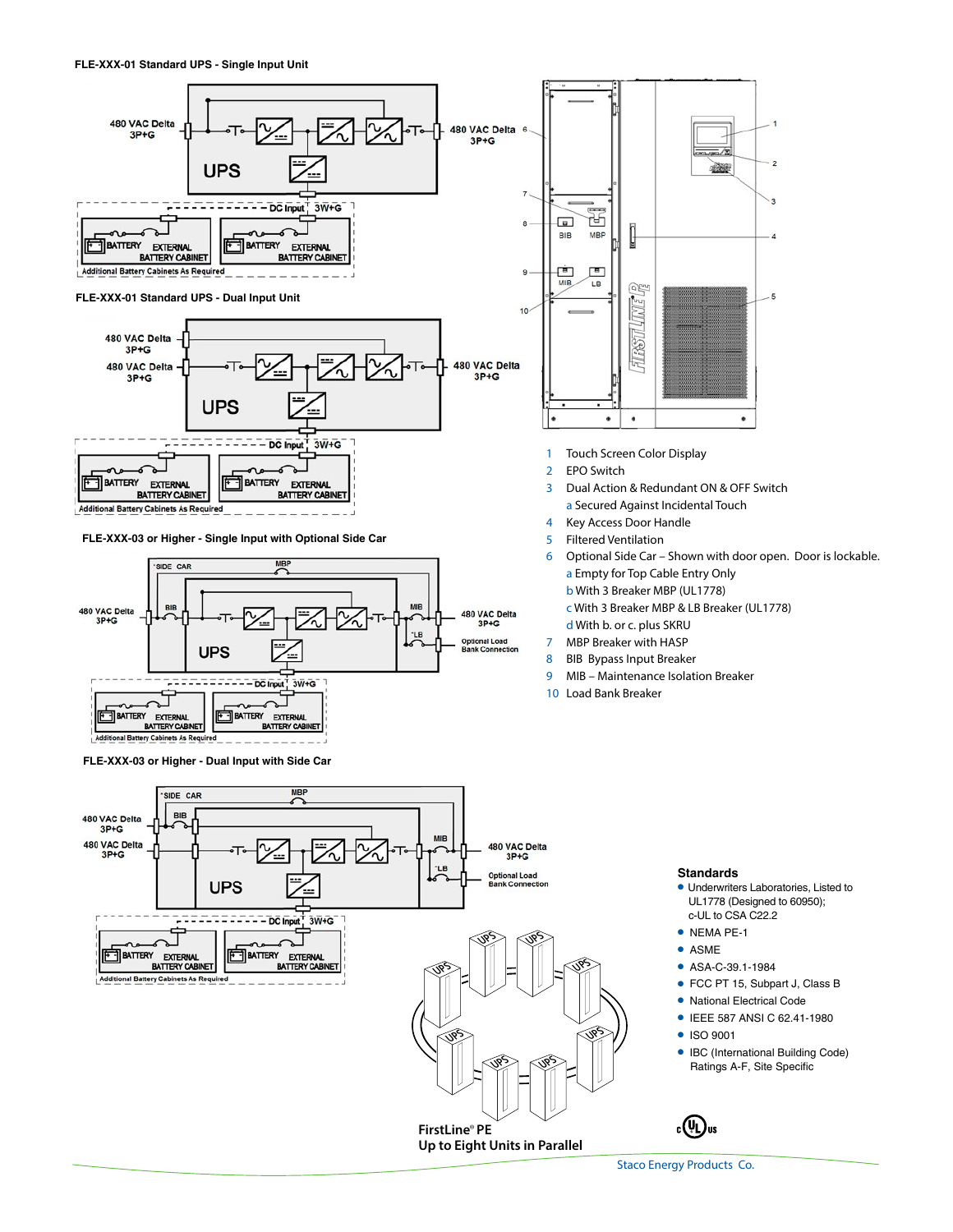### FLE-XXX-01 Standard UPS - Single Input Unit

### FLE-XXX-01 Standard UPS - Dual Input Unit

### FLE-XXX-03 or Higher - Single Input with Optional Side Car

### FLE-XXX-03 or Higher - Dual Input with Side Car

1. Touch Screen Color Display
2. EPO Switch
3. Dual Action & Redundant ON & OFF Switch
   a. Secured Against Incidental Touch
4. Key Access Door Handle
5. Filtered Ventilation
6. Optional Side Car – Shown with door open. Door is lockable.
   a. Empty for Top Cable Entry Only
   b. With 3 Breaker MBP (UL1778)
   c. With 3 Breaker MBP & LB Breaker (UL1778)
   d. With b. or c. plus SKRU
7. MBP Breaker with HASP
8. BIB Bypass Input Breaker
9. MIB – Maintenance Isolation Breaker
10. Load Bank Breaker

### Standards

- Underwriters Laboratories, Listed to UL1778 (Designed to 60950); c-UL to CSA C22.2
- NEMA PE-1
- ASME
- ASA-C-39.1-1984
- FCC PT 15, Subpart J, Class B
- National Electrical Code
- IEEE 587 ANSI C 62.41-1980
- ISO 9001
- IBC (International Building Code) Ratings A-F, Site Specific

**FirstLine® PE**
**Up to Eight Units in Parallel**

Staco Energy Products Co.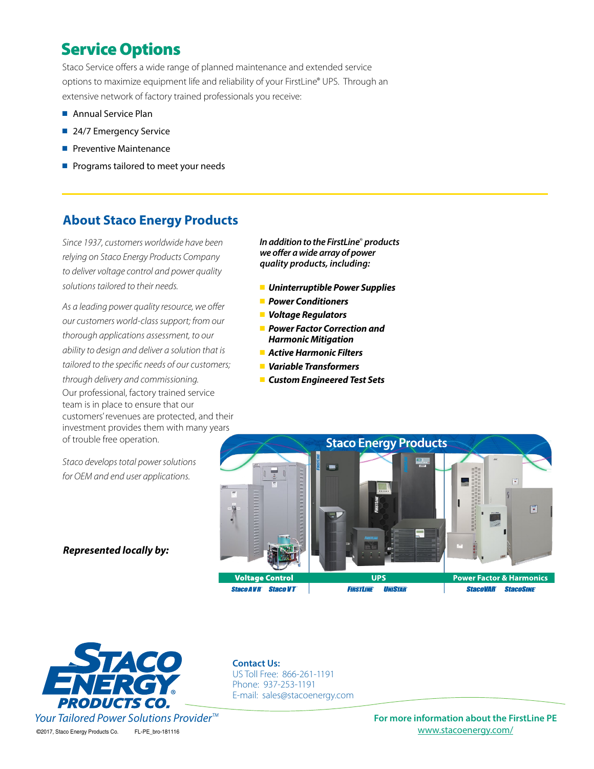## Service Options

Staco Service offers a wide range of planned maintenance and extended service options to maximize equipment life and reliability of your FirstLine® UPS. Through an extensive network of factory trained professionals you receive:

- Annual Service Plan
- 24/7 Emergency Service
- Preventive Maintenance
- Programs tailored to meet your needs

## About Staco Energy Products

*Since 1937, customers worldwide have been relying on Staco Energy Products Company to deliver voltage control and power quality solutions tailored to their needs.*

*As a leading power quality resource, we offer our customers world-class support; from our thorough applications assessment, to our ability to design and deliver a solution that is tailored to the specific needs of our customers; through delivery and commissioning.*

Our professional, factory trained service team is in place to ensure that our customers' revenues are protected, and their investment provides them with many years of trouble free operation.

*Staco develops total power solutions for OEM and end user applications.*

***In addition to the FirstLine® products we offer a wide array of power quality products, including:***

- ***Uninterruptible Power Supplies***
- ***Power Conditioners***
- ***Voltage Regulators***
- ***Power Factor Correction and Harmonic Mitigation***
- ***Active Harmonic Filters***
- ***Variable Transformers***
- ***Custom Engineered Test Sets***

***Represented locally by:***

Staco Energy Products

Voltage Control — StacoAVR, StacoVT

UPS — FirstLine, UniStar

Power Factor & Harmonics — StacoVAR, StacoSine

STACO ENERGY PRODUCTS CO.

*Your Tailored Power Solutions Provider™*

**Contact Us:**
US Toll Free: 866-261-1191
Phone: 937-253-1191
E-mail: sales@stacoenergy.com

**For more information about the FirstLine PE**
www.stacoenergy.com/

©2017, Staco Energy Products Co. FL-PE_bro-181116